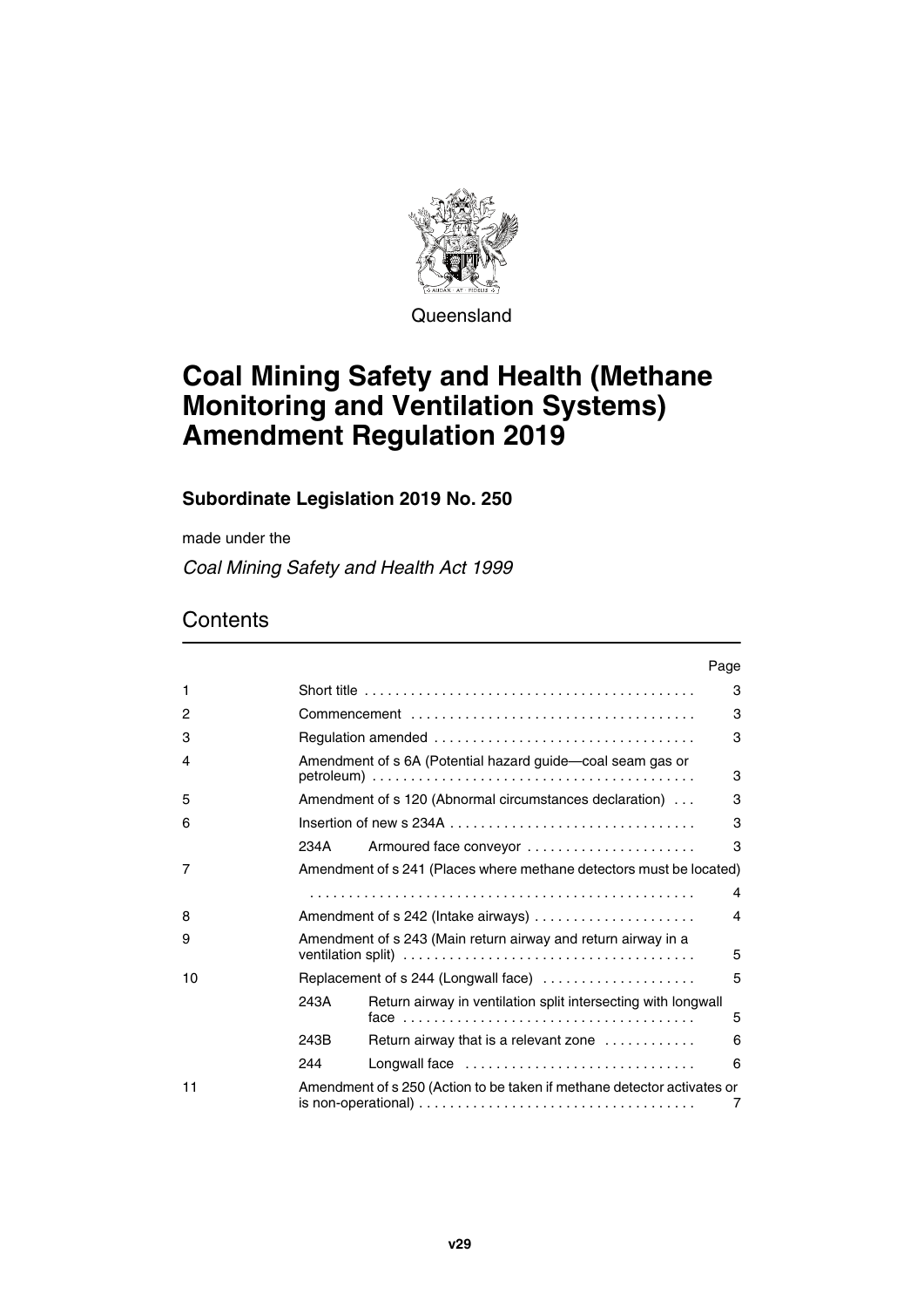Queensland

# Coal Mining Safety and Health (Methane Monitoring and Ventilation Systems) Amendment Regulation 2019

## Subordinate Legislation 2019 No. 250

made under the

*Coal Mining Safety and Health Act 1999*

## Contents

| | | | Page |
|---|---|---|---|
| 1 | | Short title | 3 |
| 2 | | Commencement | 3 |
| 3 | | Regulation amended | 3 |
| 4 | | Amendment of s 6A (Potential hazard guide—coal seam gas or petroleum) | 3 |
| 5 | | Amendment of s 120 (Abnormal circumstances declaration) | 3 |
| 6 | | Insertion of new s 234A | 3 |
| | 234A | Armoured face conveyor | 3 |
| 7 | | Amendment of s 241 (Places where methane detectors must be located) | 4 |
| 8 | | Amendment of s 242 (Intake airways) | 4 |
| 9 | | Amendment of s 243 (Main return airway and return airway in a ventilation split) | 5 |
| 10 | | Replacement of s 244 (Longwall face) | 5 |
| | 243A | Return airway in ventilation split intersecting with longwall face | 5 |
| | 243B | Return airway that is a relevant zone | 6 |
| | 244 | Longwall face | 6 |
| 11 | | Amendment of s 250 (Action to be taken if methane detector activates or is non-operational) | 7 |

v29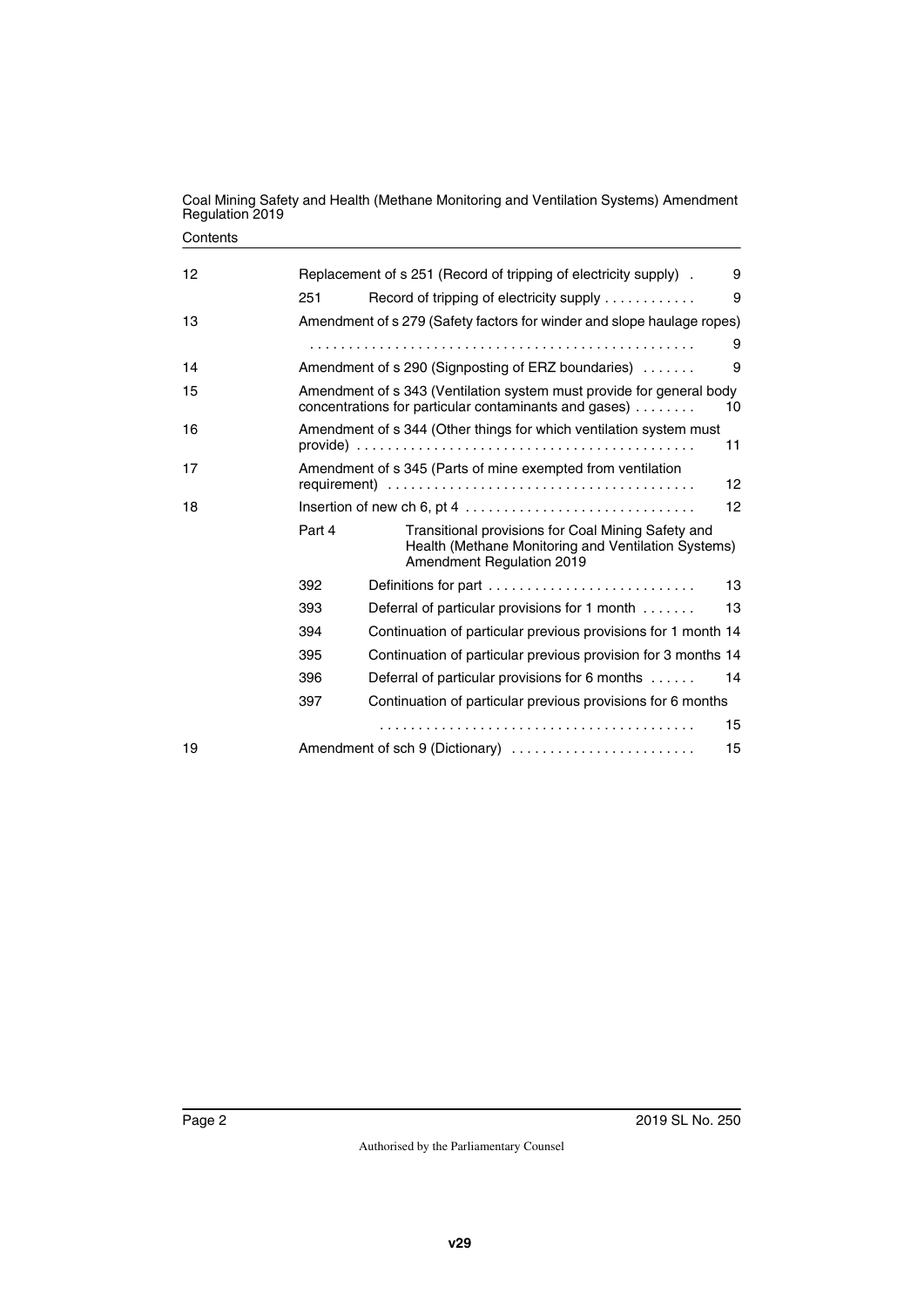| | | | |
|---|---|---|---|
| 12 | Replacement of s 251 (Record of tripping of electricity supply) | | 9 |
| | 251 | Record of tripping of electricity supply | 9 |
| 13 | Amendment of s 279 (Safety factors for winder and slope haulage ropes) | | 9 |
| 14 | Amendment of s 290 (Signposting of ERZ boundaries) | | 9 |
| 15 | Amendment of s 343 (Ventilation system must provide for general body concentrations for particular contaminants and gases) | | 10 |
| 16 | Amendment of s 344 (Other things for which ventilation system must provide) | | 11 |
| 17 | Amendment of s 345 (Parts of mine exempted from ventilation requirement) | | 12 |
| 18 | Insertion of new ch 6, pt 4 | | 12 |
| | Part 4 | Transitional provisions for Coal Mining Safety and Health (Methane Monitoring and Ventilation Systems) Amendment Regulation 2019 | |
| | 392 | Definitions for part | 13 |
| | 393 | Deferral of particular provisions for 1 month | 13 |
| | 394 | Continuation of particular previous provisions for 1 month | 14 |
| | 395 | Continuation of particular previous provision for 3 months | 14 |
| | 396 | Deferral of particular provisions for 6 months | 14 |
| | 397 | Continuation of particular previous provisions for 6 months | 15 |
| 19 | Amendment of sch 9 (Dictionary) | | 15 |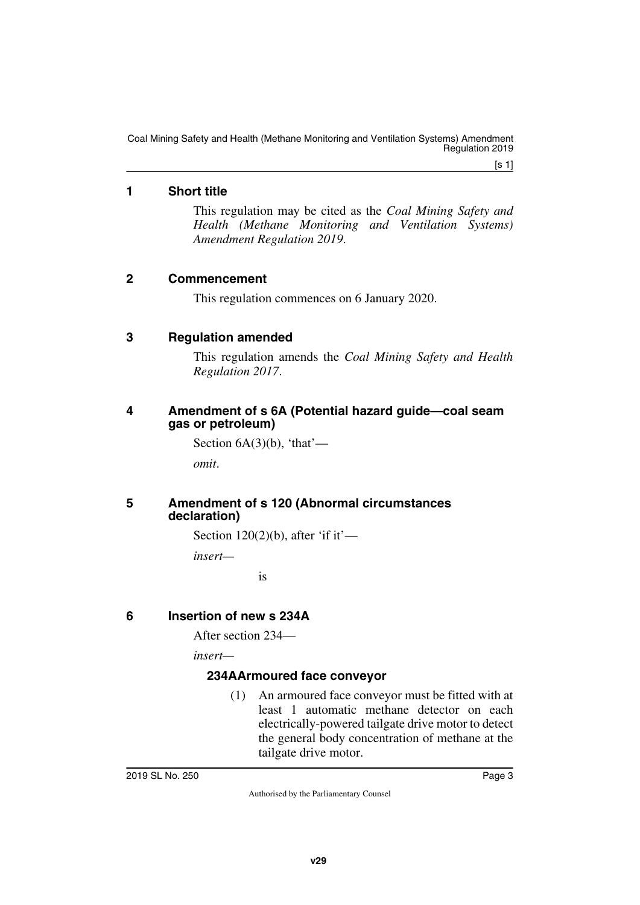## 1 Short title

This regulation may be cited as the *Coal Mining Safety and Health (Methane Monitoring and Ventilation Systems) Amendment Regulation 2019*.

## 2 Commencement

This regulation commences on 6 January 2020.

## 3 Regulation amended

This regulation amends the *Coal Mining Safety and Health Regulation 2017*.

## 4 Amendment of s 6A (Potential hazard guide—coal seam gas or petroleum)

Section 6A(3)(b), 'that'—

*omit*.

## 5 Amendment of s 120 (Abnormal circumstances declaration)

Section 120(2)(b), after 'if it'—

*insert*—

is

## 6 Insertion of new s 234A

After section 234—

*insert*—

### 234A Armoured face conveyor

(1) An armoured face conveyor must be fitted with at least 1 automatic methane detector on each electrically-powered tailgate drive motor to detect the general body concentration of methane at the tailgate drive motor.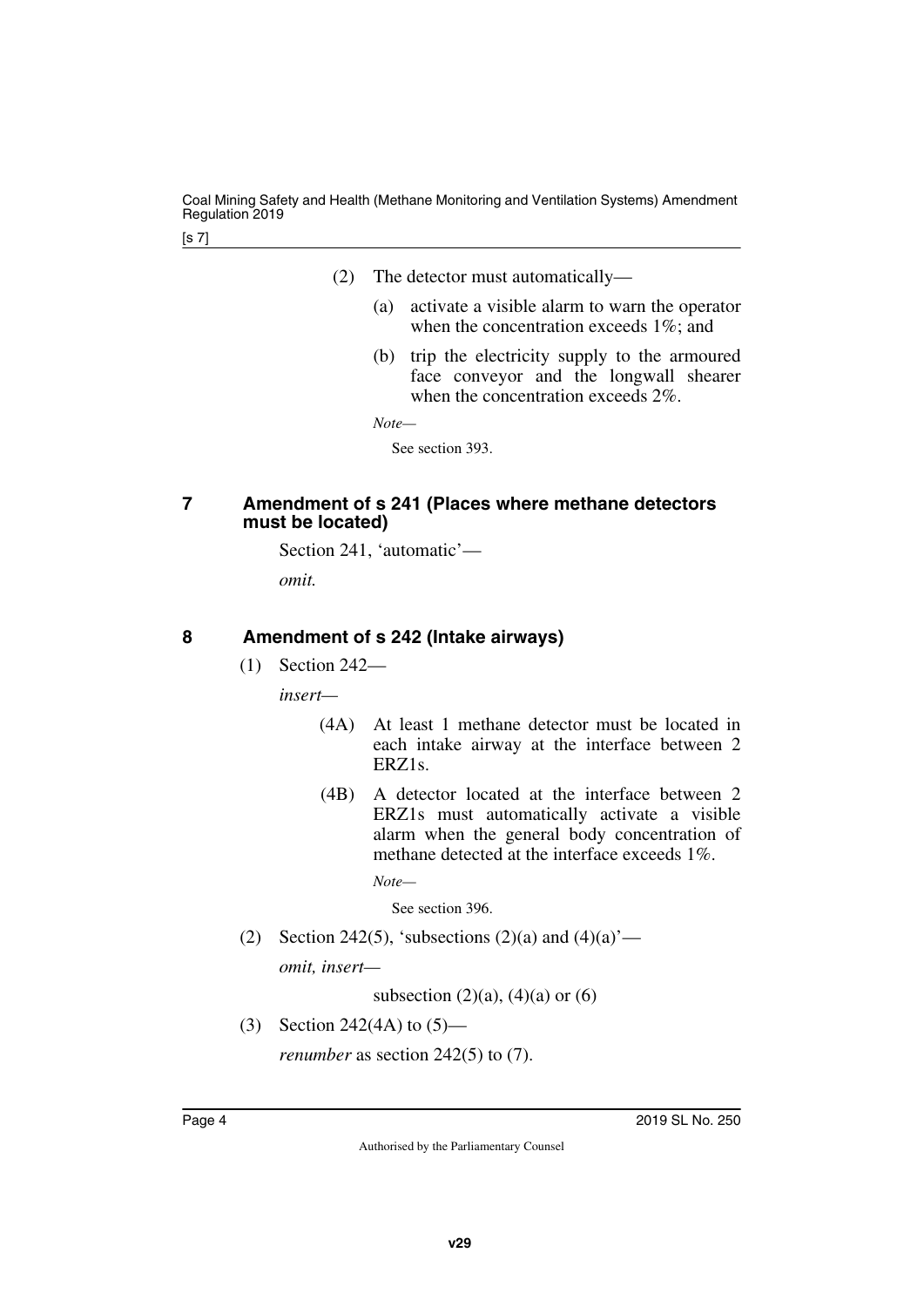(2) The detector must automatically—

(a) activate a visible alarm to warn the operator when the concentration exceeds 1%; and

(b) trip the electricity supply to the armoured face conveyor and the longwall shearer when the concentration exceeds 2%.

*Note—*

See section 393.

## 7 Amendment of s 241 (Places where methane detectors must be located)

Section 241, 'automatic'—

*omit.*

## 8 Amendment of s 242 (Intake airways)

(1) Section 242—

*insert—*

(4A) At least 1 methane detector must be located in each intake airway at the interface between 2 ERZ1s.

(4B) A detector located at the interface between 2 ERZ1s must automatically activate a visible alarm when the general body concentration of methane detected at the interface exceeds 1%.

*Note—*

See section 396.

(2) Section 242(5), 'subsections (2)(a) and (4)(a)'—

*omit, insert—*

subsection (2)(a), (4)(a) or (6)

(3) Section 242(4A) to (5)—

*renumber* as section 242(5) to (7).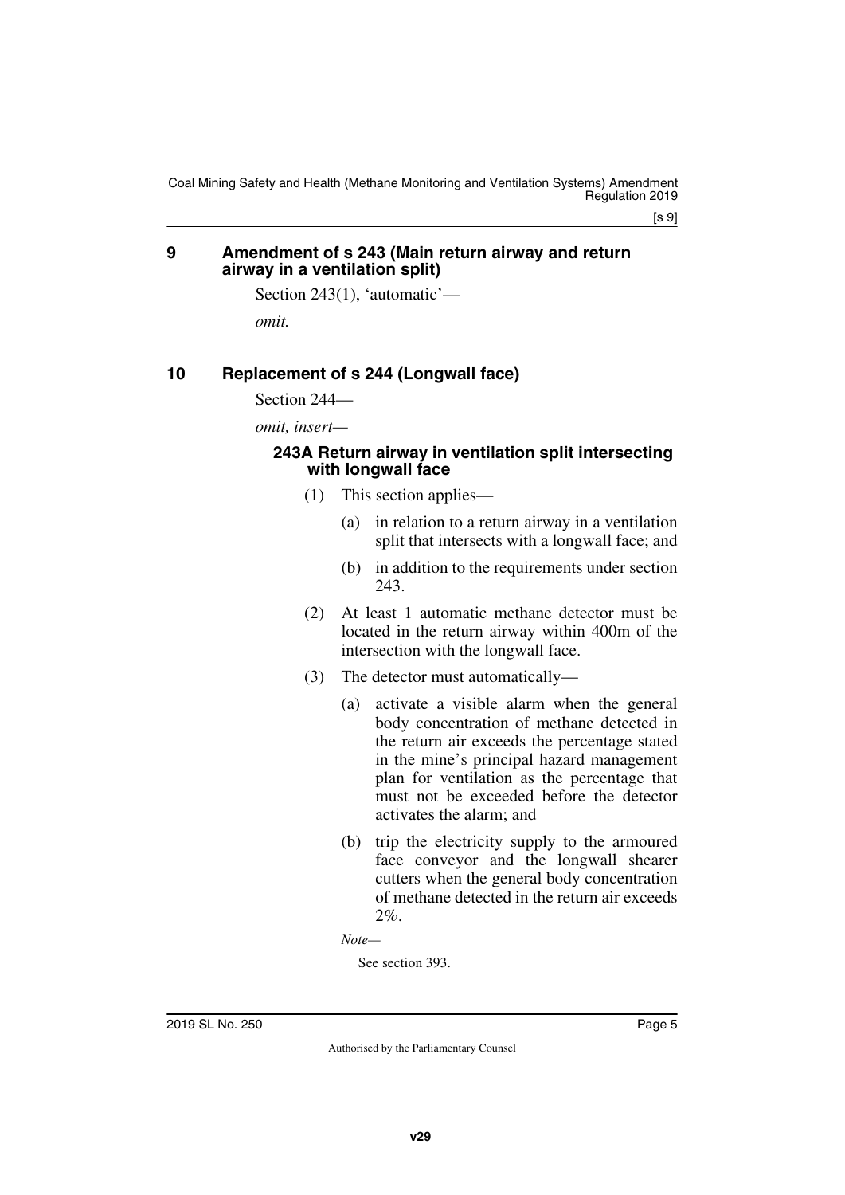## 9 Amendment of s 243 (Main return airway and return airway in a ventilation split)

Section 243(1), 'automatic'—

*omit.*

## 10 Replacement of s 244 (Longwall face)

Section 244—

*omit, insert—*

### 243A Return airway in ventilation split intersecting with longwall face

(1) This section applies—

(a) in relation to a return airway in a ventilation split that intersects with a longwall face; and

(b) in addition to the requirements under section 243.

(2) At least 1 automatic methane detector must be located in the return airway within 400m of the intersection with the longwall face.

(3) The detector must automatically—

(a) activate a visible alarm when the general body concentration of methane detected in the return air exceeds the percentage stated in the mine's principal hazard management plan for ventilation as the percentage that must not be exceeded before the detector activates the alarm; and

(b) trip the electricity supply to the armoured face conveyor and the longwall shearer cutters when the general body concentration of methane detected in the return air exceeds 2%.

*Note—*

See section 393.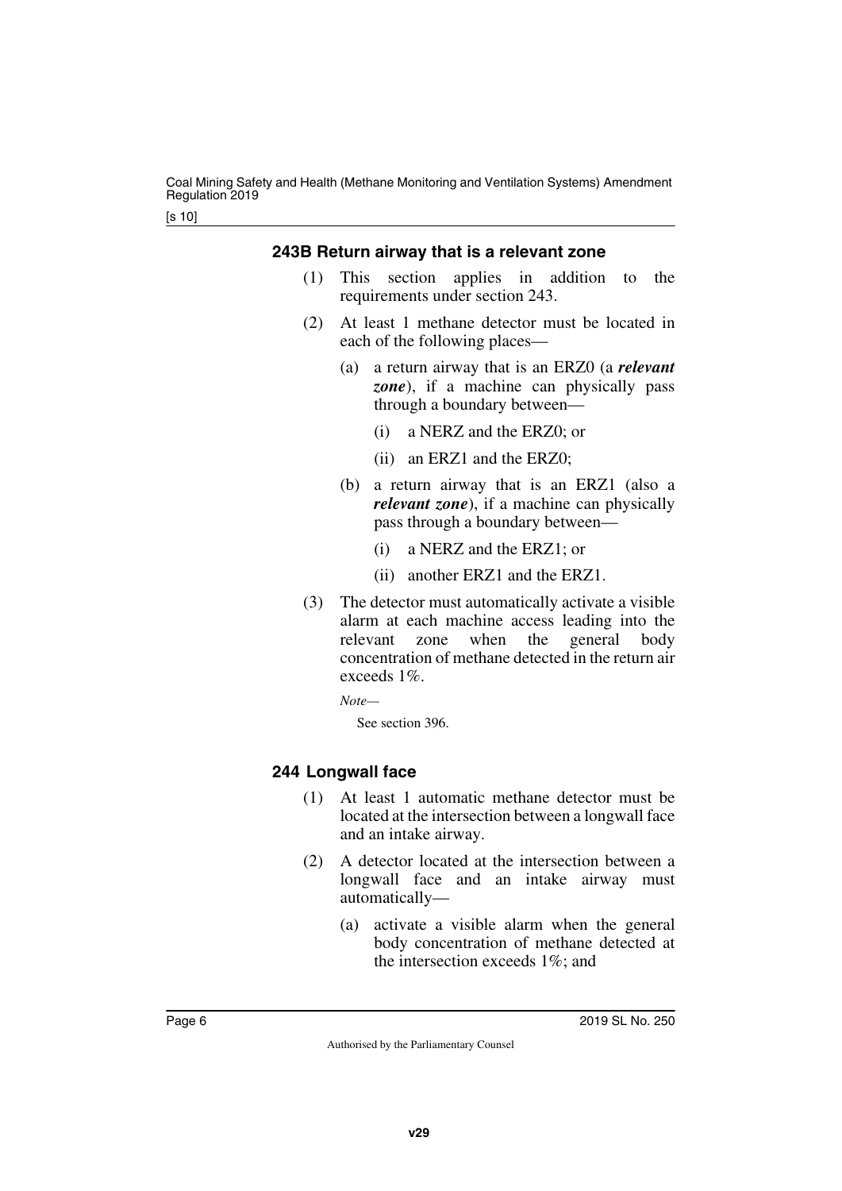### 243B Return airway that is a relevant zone

(1) This section applies in addition to the requirements under section 243.

(2) At least 1 methane detector must be located in each of the following places—

(a) a return airway that is an ERZ0 (a ***relevant zone***), if a machine can physically pass through a boundary between—

(i) a NERZ and the ERZ0; or

(ii) an ERZ1 and the ERZ0;

(b) a return airway that is an ERZ1 (also a ***relevant zone***), if a machine can physically pass through a boundary between—

(i) a NERZ and the ERZ1; or

(ii) another ERZ1 and the ERZ1.

(3) The detector must automatically activate a visible alarm at each machine access leading into the relevant zone when the general body concentration of methane detected in the return air exceeds 1%.

*Note—*

See section 396.

### 244 Longwall face

(1) At least 1 automatic methane detector must be located at the intersection between a longwall face and an intake airway.

(2) A detector located at the intersection between a longwall face and an intake airway must automatically—

(a) activate a visible alarm when the general body concentration of methane detected at the intersection exceeds 1%; and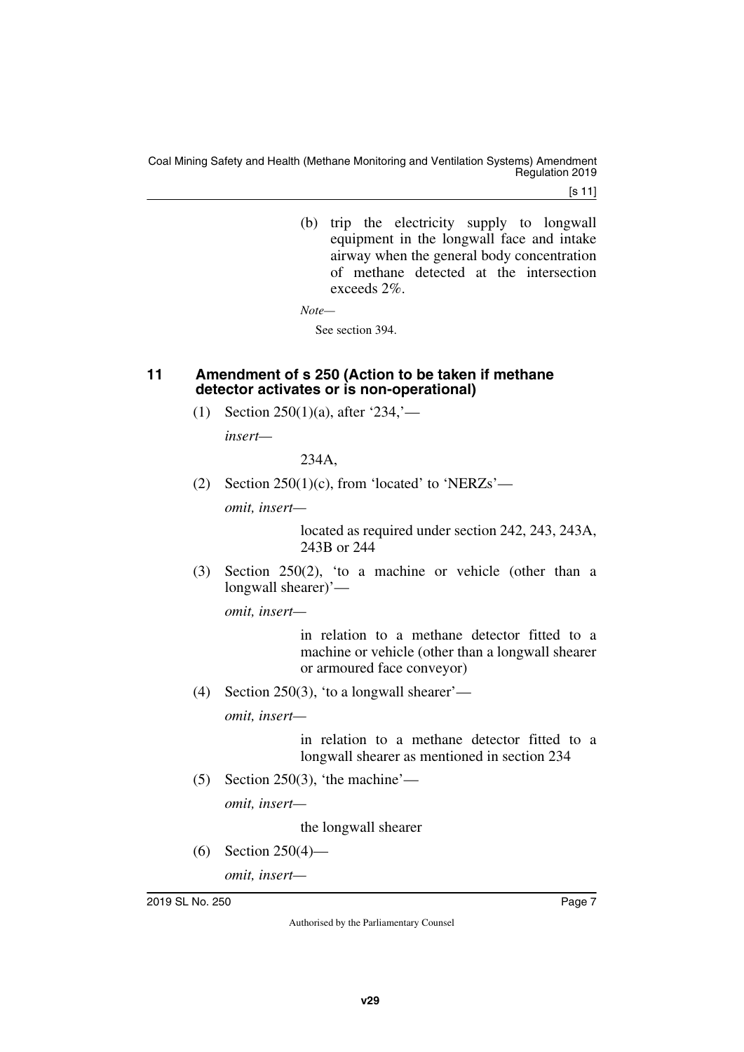(b) trip the electricity supply to longwall equipment in the longwall face and intake airway when the general body concentration of methane detected at the intersection exceeds 2%.

*Note—*

See section 394.

### 11 Amendment of s 250 (Action to be taken if methane detector activates or is non-operational)

(1) Section 250(1)(a), after '234,'—

*insert—*

234A,

(2) Section 250(1)(c), from 'located' to 'NERZs'—

*omit, insert—*

located as required under section 242, 243, 243A, 243B or 244

(3) Section 250(2), 'to a machine or vehicle (other than a longwall shearer)'—

*omit, insert—*

in relation to a methane detector fitted to a machine or vehicle (other than a longwall shearer or armoured face conveyor)

(4) Section 250(3), 'to a longwall shearer'—

*omit, insert—*

in relation to a methane detector fitted to a longwall shearer as mentioned in section 234

(5) Section 250(3), 'the machine'—

*omit, insert—*

the longwall shearer

(6) Section 250(4)—

*omit, insert—*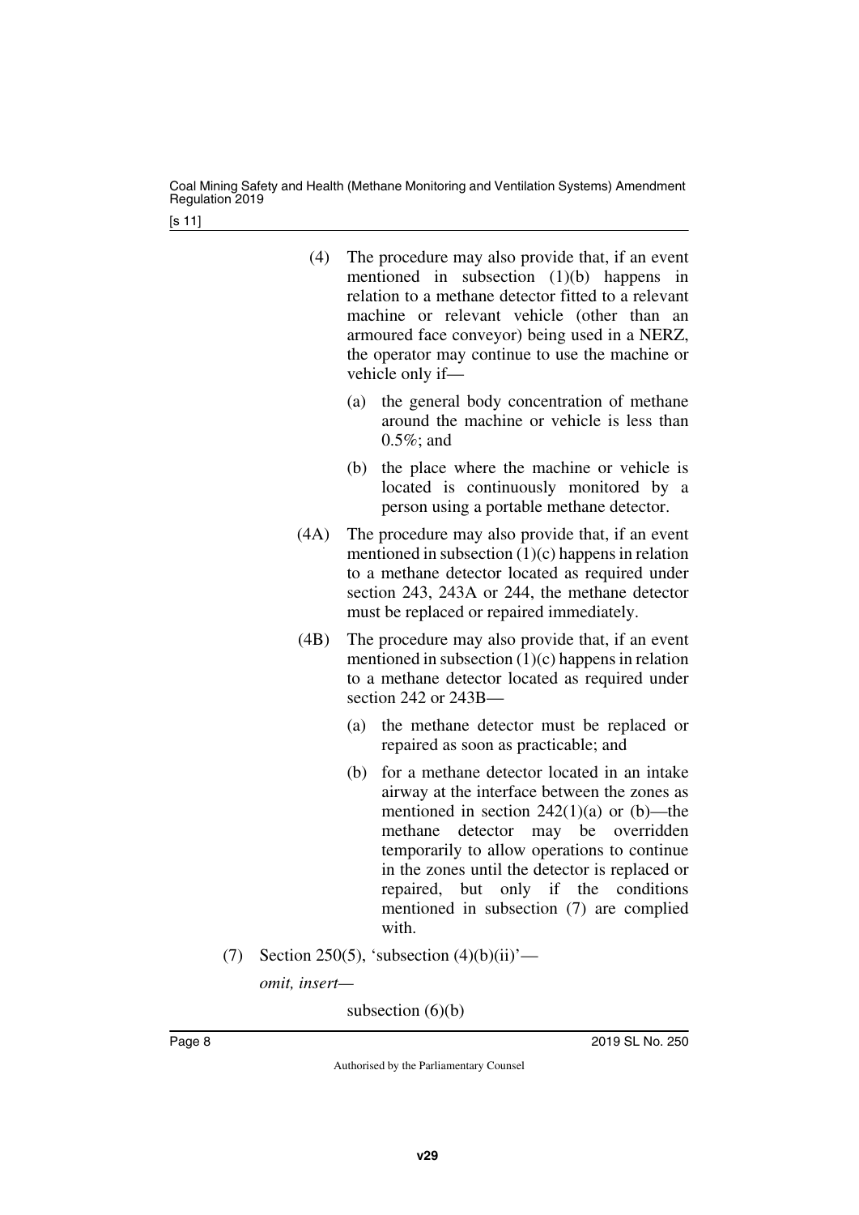(4) The procedure may also provide that, if an event mentioned in subsection (1)(b) happens in relation to a methane detector fitted to a relevant machine or relevant vehicle (other than an armoured face conveyor) being used in a NERZ, the operator may continue to use the machine or vehicle only if—

(a) the general body concentration of methane around the machine or vehicle is less than 0.5%; and

(b) the place where the machine or vehicle is located is continuously monitored by a person using a portable methane detector.

(4A) The procedure may also provide that, if an event mentioned in subsection (1)(c) happens in relation to a methane detector located as required under section 243, 243A or 244, the methane detector must be replaced or repaired immediately.

(4B) The procedure may also provide that, if an event mentioned in subsection (1)(c) happens in relation to a methane detector located as required under section 242 or 243B—

(a) the methane detector must be replaced or repaired as soon as practicable; and

(b) for a methane detector located in an intake airway at the interface between the zones as mentioned in section 242(1)(a) or (b)—the methane detector may be overridden temporarily to allow operations to continue in the zones until the detector is replaced or repaired, but only if the conditions mentioned in subsection (7) are complied with.

(7) Section 250(5), 'subsection (4)(b)(ii)'—

*omit, insert—*

subsection (6)(b)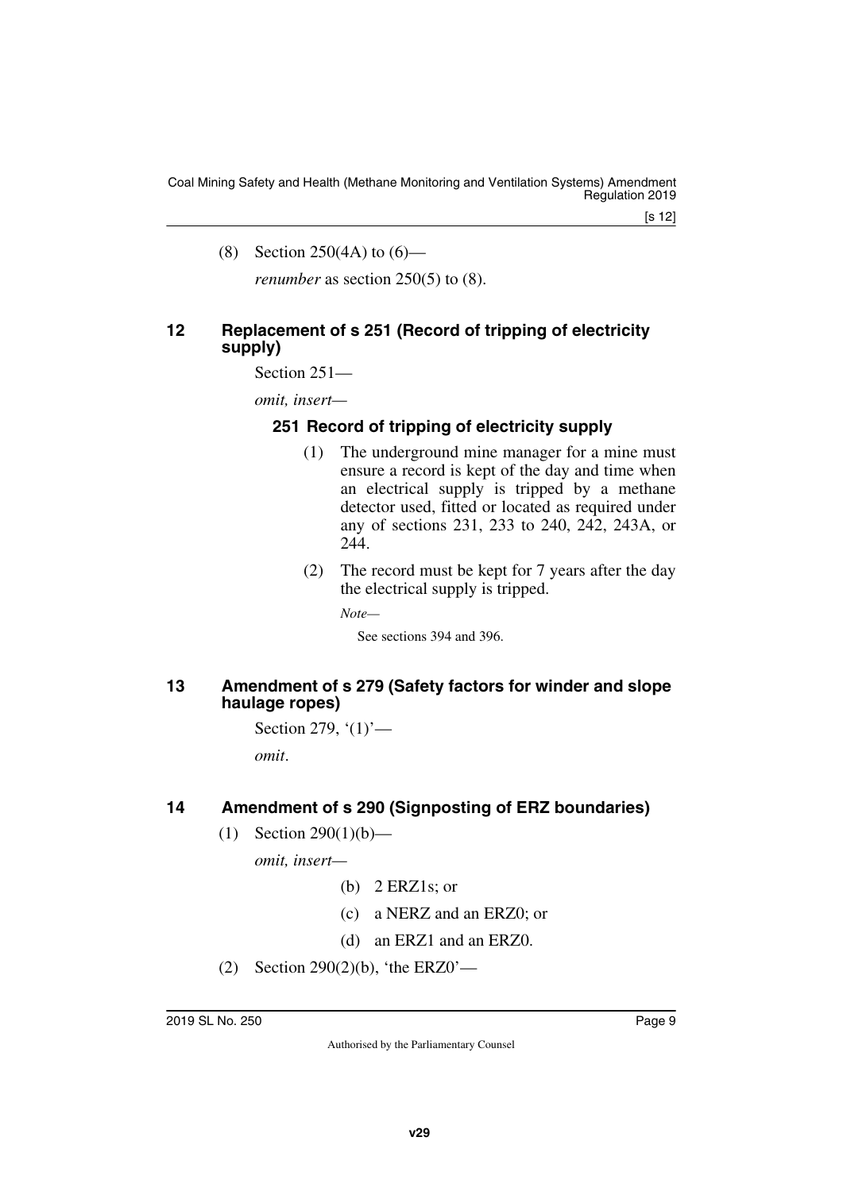(8) Section 250(4A) to (6)—

*renumber* as section 250(5) to (8).

## 12 Replacement of s 251 (Record of tripping of electricity supply)

Section 251—

*omit, insert*—

### 251 Record of tripping of electricity supply

(1) The underground mine manager for a mine must ensure a record is kept of the day and time when an electrical supply is tripped by a methane detector used, fitted or located as required under any of sections 231, 233 to 240, 242, 243A, or 244.

(2) The record must be kept for 7 years after the day the electrical supply is tripped.

*Note*—

See sections 394 and 396.

## 13 Amendment of s 279 (Safety factors for winder and slope haulage ropes)

Section 279, '(1)'—

*omit*.

## 14 Amendment of s 290 (Signposting of ERZ boundaries)

(1) Section 290(1)(b)—

*omit, insert*—

(b) 2 ERZ1s; or

(c) a NERZ and an ERZ0; or

(d) an ERZ1 and an ERZ0.

(2) Section 290(2)(b), 'the ERZ0'—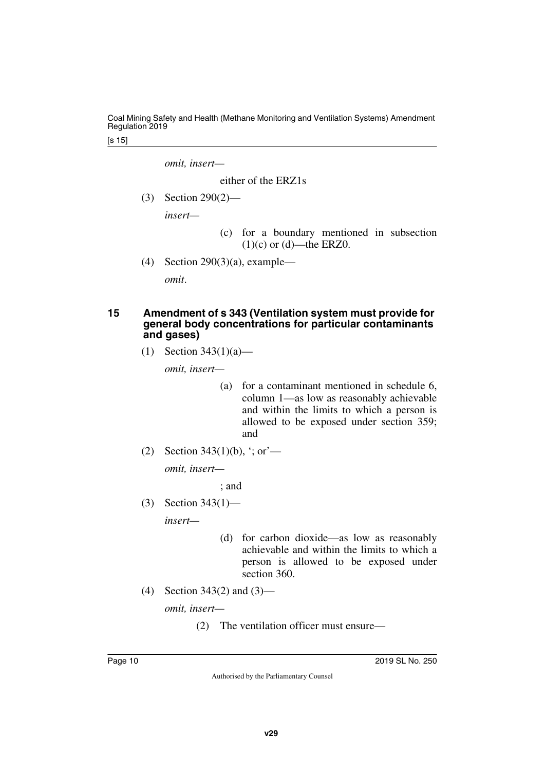*omit, insert—*

either of the ERZ1s

(3) Section 290(2)—

*insert—*

(c) for a boundary mentioned in subsection (1)(c) or (d)—the ERZ0.

(4) Section 290(3)(a), example—

*omit*.

## 15 Amendment of s 343 (Ventilation system must provide for general body concentrations for particular contaminants and gases)

(1) Section 343(1)(a)—

*omit, insert—*

(a) for a contaminant mentioned in schedule 6, column 1—as low as reasonably achievable and within the limits to which a person is allowed to be exposed under section 359; and

(2) Section 343(1)(b), '; or'—

*omit, insert—*

; and

(3) Section 343(1)—

*insert—*

(d) for carbon dioxide—as low as reasonably achievable and within the limits to which a person is allowed to be exposed under section 360.

(4) Section 343(2) and (3)—

*omit, insert—*

(2) The ventilation officer must ensure—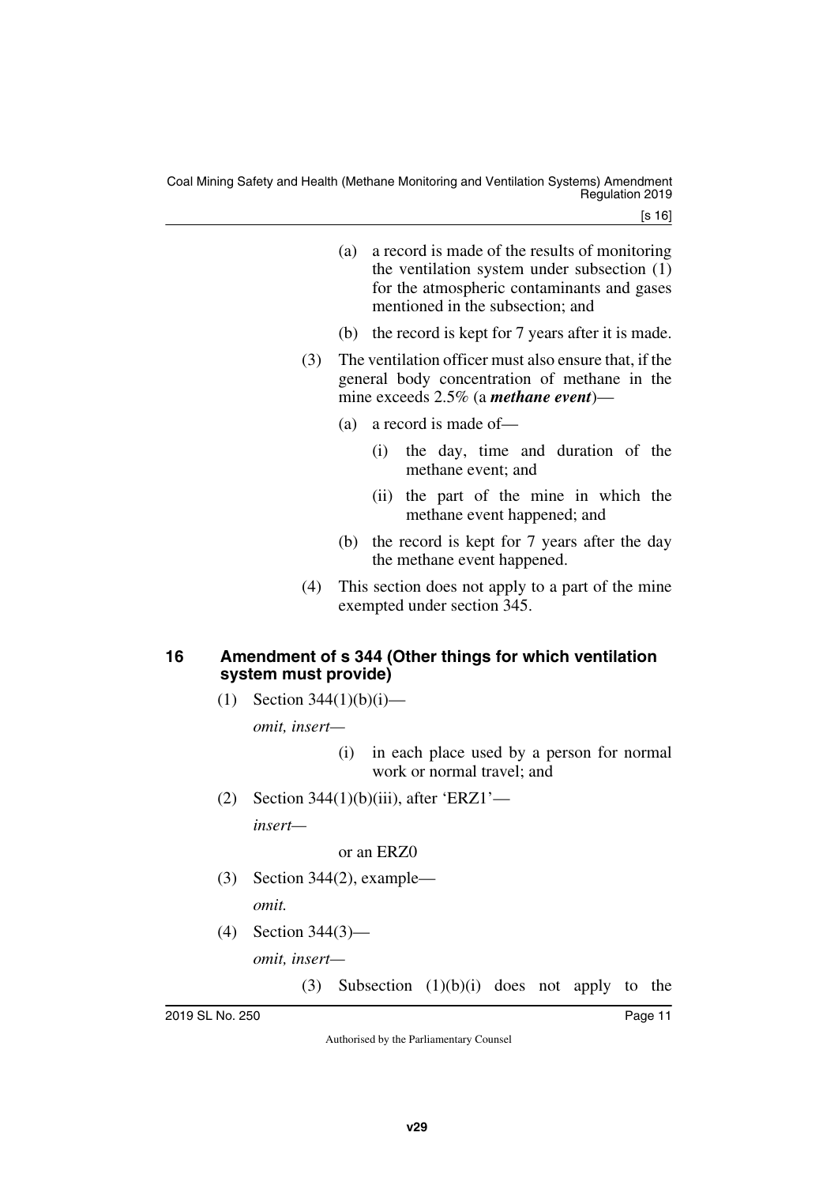(a) a record is made of the results of monitoring the ventilation system under subsection (1) for the atmospheric contaminants and gases mentioned in the subsection; and

(b) the record is kept for 7 years after it is made.

(3) The ventilation officer must also ensure that, if the general body concentration of methane in the mine exceeds 2.5% (a ***methane event***)—

(a) a record is made of—

(i) the day, time and duration of the methane event; and

(ii) the part of the mine in which the methane event happened; and

(b) the record is kept for 7 years after the day the methane event happened.

(4) This section does not apply to a part of the mine exempted under section 345.

## 16 Amendment of s 344 (Other things for which ventilation system must provide)

(1) Section 344(1)(b)(i)—

*omit, insert—*

(i) in each place used by a person for normal work or normal travel; and

(2) Section 344(1)(b)(iii), after 'ERZ1'—

*insert—*

or an ERZ0

(3) Section 344(2), example—

*omit.*

(4) Section 344(3)—

*omit, insert—*

(3) Subsection (1)(b)(i) does not apply to the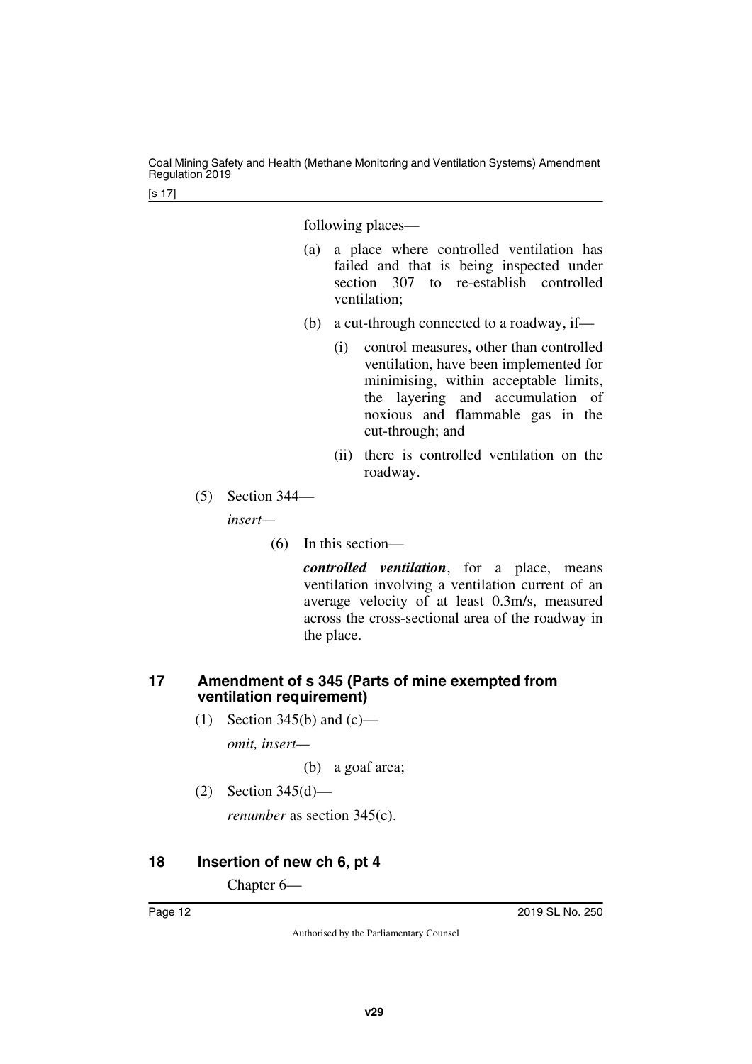following places—

(a) a place where controlled ventilation has failed and that is being inspected under section 307 to re-establish controlled ventilation;

(b) a cut-through connected to a roadway, if—

(i) control measures, other than controlled ventilation, have been implemented for minimising, within acceptable limits, the layering and accumulation of noxious and flammable gas in the cut-through; and

(ii) there is controlled ventilation on the roadway.

(5) Section 344—

*insert*—

(6) In this section—

***controlled ventilation***, for a place, means ventilation involving a ventilation current of an average velocity of at least 0.3m/s, measured across the cross-sectional area of the roadway in the place.

## 17 Amendment of s 345 (Parts of mine exempted from ventilation requirement)

(1) Section 345(b) and (c)—

*omit, insert*—

(b) a goaf area;

(2) Section 345(d)—

*renumber* as section 345(c).

## 18 Insertion of new ch 6, pt 4

Chapter 6—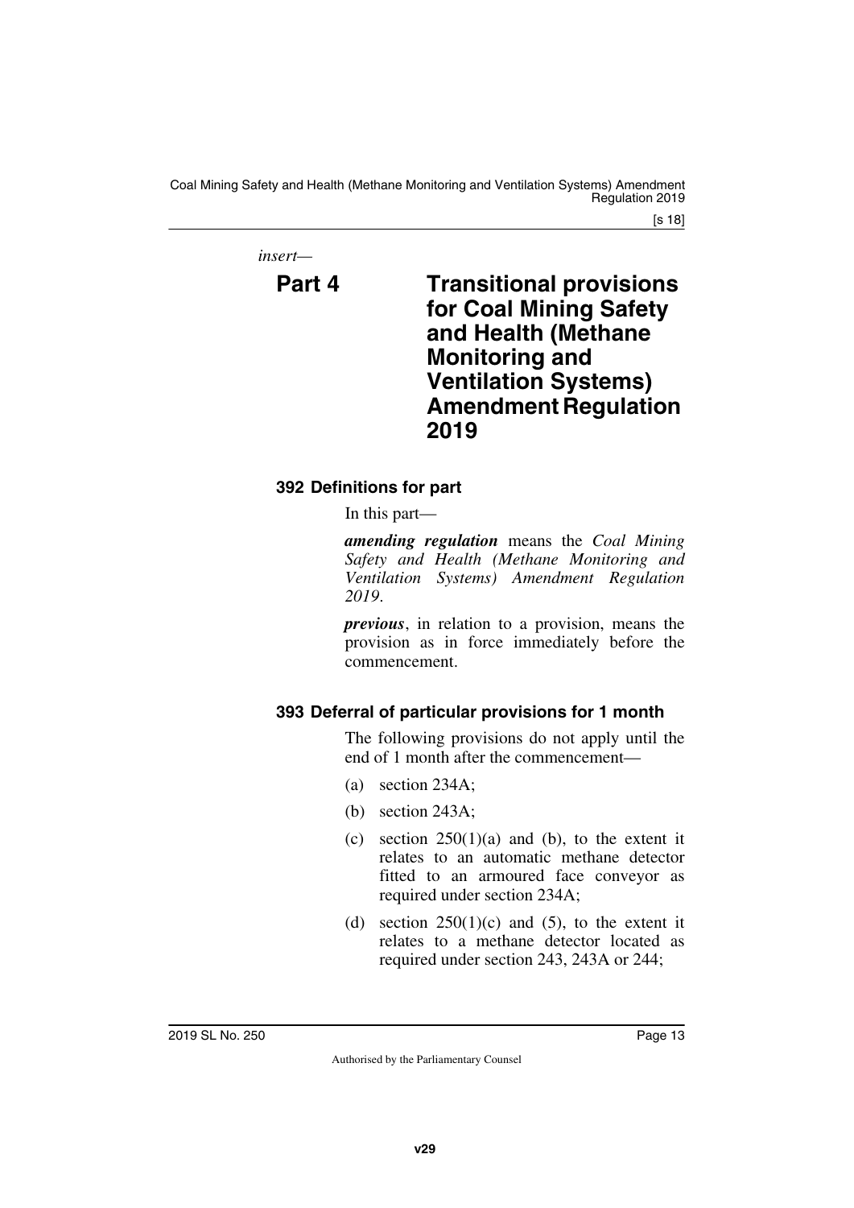*insert—*

## Part 4 Transitional provisions for Coal Mining Safety and Health (Methane Monitoring and Ventilation Systems) Amendment Regulation 2019

### 392 Definitions for part

In this part—

***amending regulation*** means the *Coal Mining Safety and Health (Methane Monitoring and Ventilation Systems) Amendment Regulation 2019*.

***previous***, in relation to a provision, means the provision as in force immediately before the commencement.

### 393 Deferral of particular provisions for 1 month

The following provisions do not apply until the end of 1 month after the commencement—

(a) section 234A;

(b) section 243A;

(c) section 250(1)(a) and (b), to the extent it relates to an automatic methane detector fitted to an armoured face conveyor as required under section 234A;

(d) section 250(1)(c) and (5), to the extent it relates to a methane detector located as required under section 243, 243A or 244;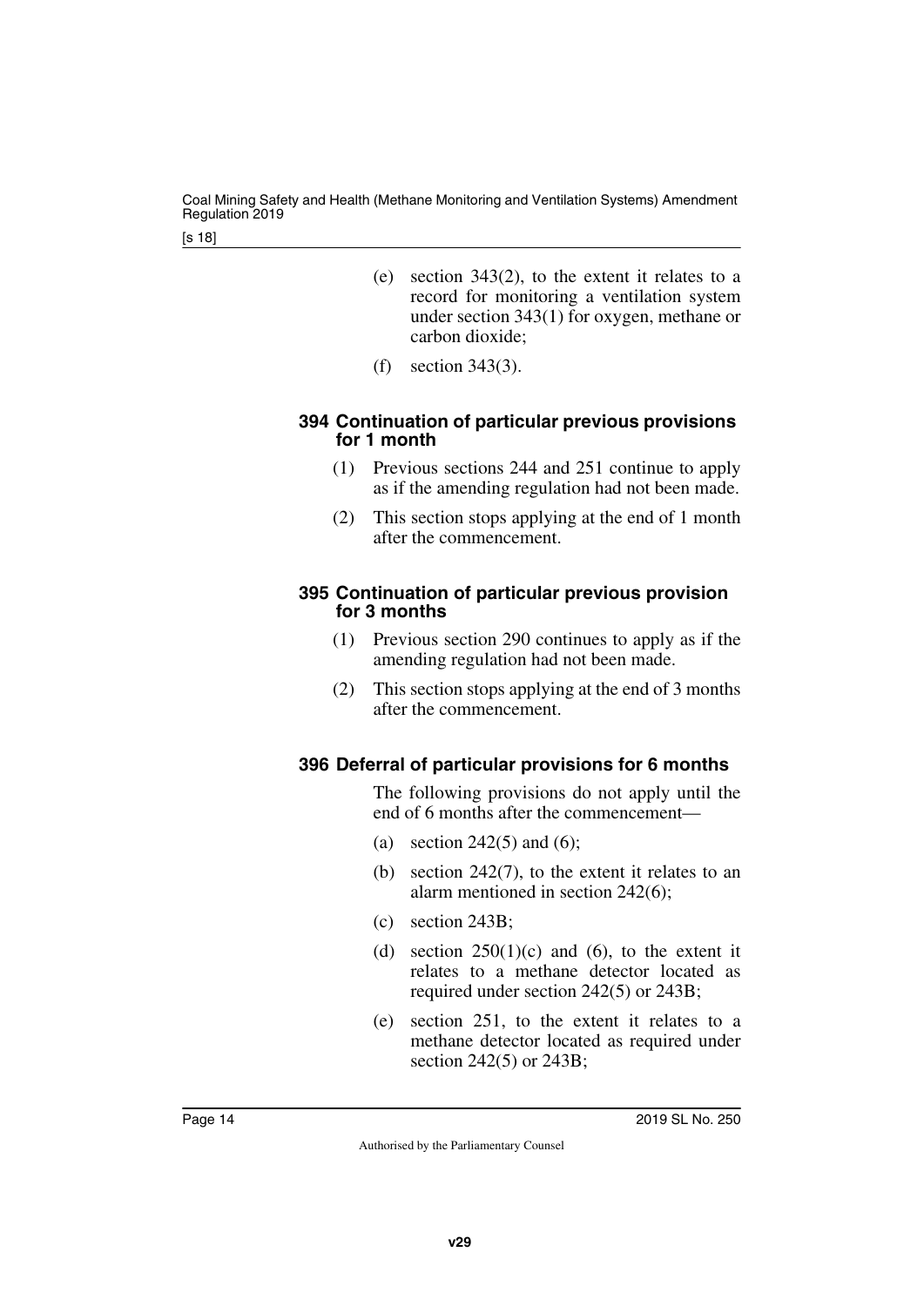(e) section 343(2), to the extent it relates to a record for monitoring a ventilation system under section 343(1) for oxygen, methane or carbon dioxide;

(f) section 343(3).

### 394 Continuation of particular previous provisions for 1 month

(1) Previous sections 244 and 251 continue to apply as if the amending regulation had not been made.

(2) This section stops applying at the end of 1 month after the commencement.

### 395 Continuation of particular previous provision for 3 months

(1) Previous section 290 continues to apply as if the amending regulation had not been made.

(2) This section stops applying at the end of 3 months after the commencement.

### 396 Deferral of particular provisions for 6 months

The following provisions do not apply until the end of 6 months after the commencement—

(a) section 242(5) and (6);

(b) section 242(7), to the extent it relates to an alarm mentioned in section 242(6);

(c) section 243B;

(d) section 250(1)(c) and (6), to the extent it relates to a methane detector located as required under section 242(5) or 243B;

(e) section 251, to the extent it relates to a methane detector located as required under section 242(5) or 243B;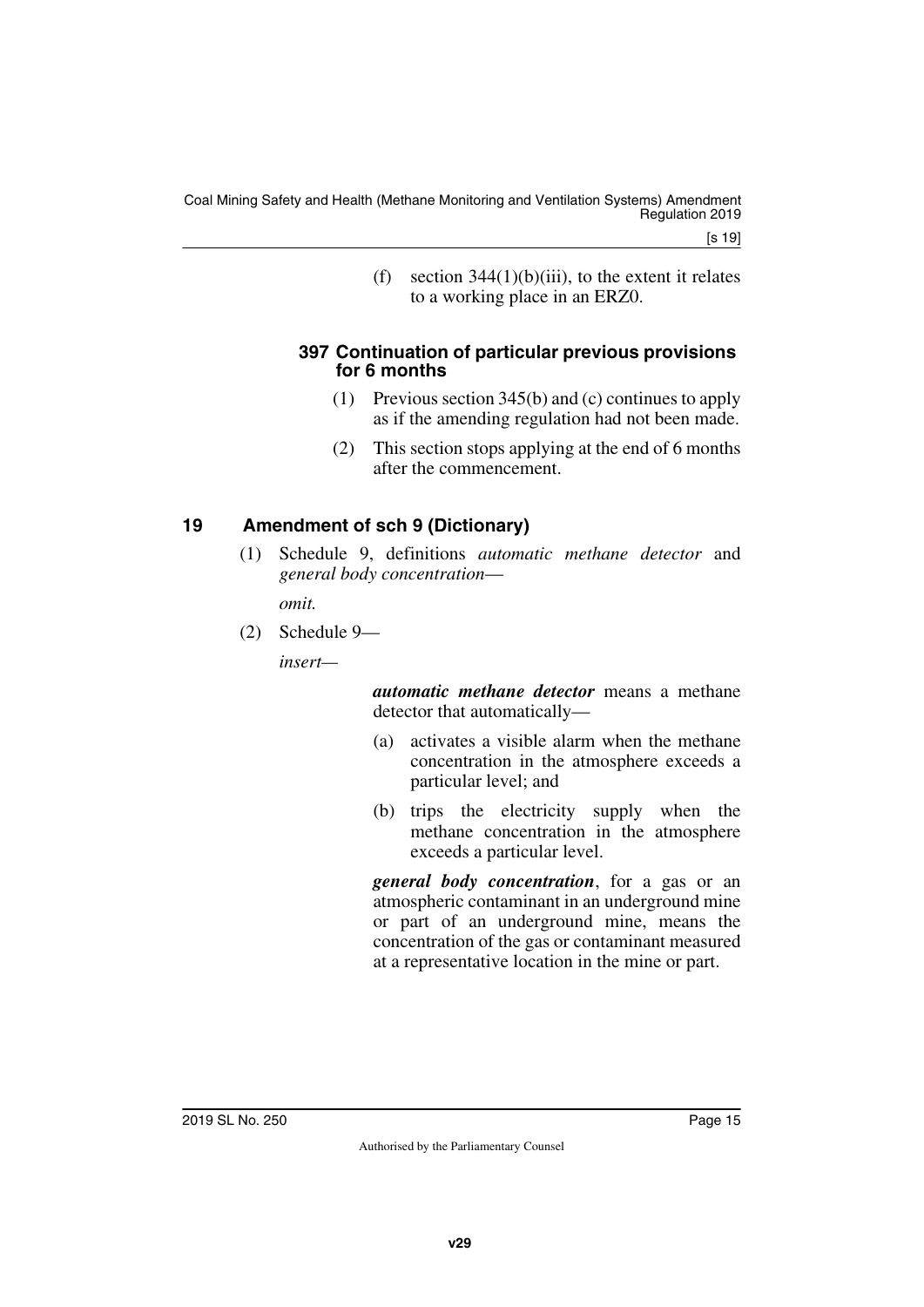(f) section 344(1)(b)(iii), to the extent it relates to a working place in an ERZ0.

#### 397 Continuation of particular previous provisions for 6 months

(1) Previous section 345(b) and (c) continues to apply as if the amending regulation had not been made.

(2) This section stops applying at the end of 6 months after the commencement.

### 19 Amendment of sch 9 (Dictionary)

(1) Schedule 9, definitions *automatic methane detector* and *general body concentration*—

*omit.*

(2) Schedule 9—

*insert*—

***automatic methane detector*** means a methane detector that automatically—

(a) activates a visible alarm when the methane concentration in the atmosphere exceeds a particular level; and

(b) trips the electricity supply when the methane concentration in the atmosphere exceeds a particular level.

***general body concentration***, for a gas or an atmospheric contaminant in an underground mine or part of an underground mine, means the concentration of the gas or contaminant measured at a representative location in the mine or part.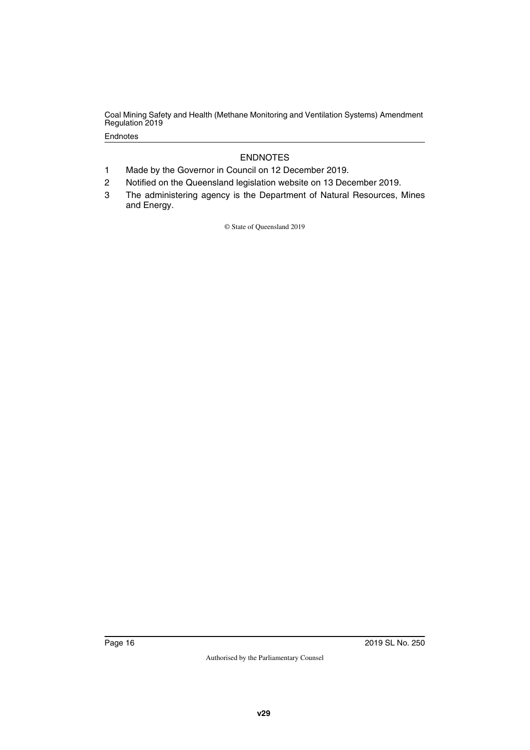## ENDNOTES

1. Made by the Governor in Council on 12 December 2019.
2. Notified on the Queensland legislation website on 13 December 2019.
3. The administering agency is the Department of Natural Resources, Mines and Energy.

© State of Queensland 2019